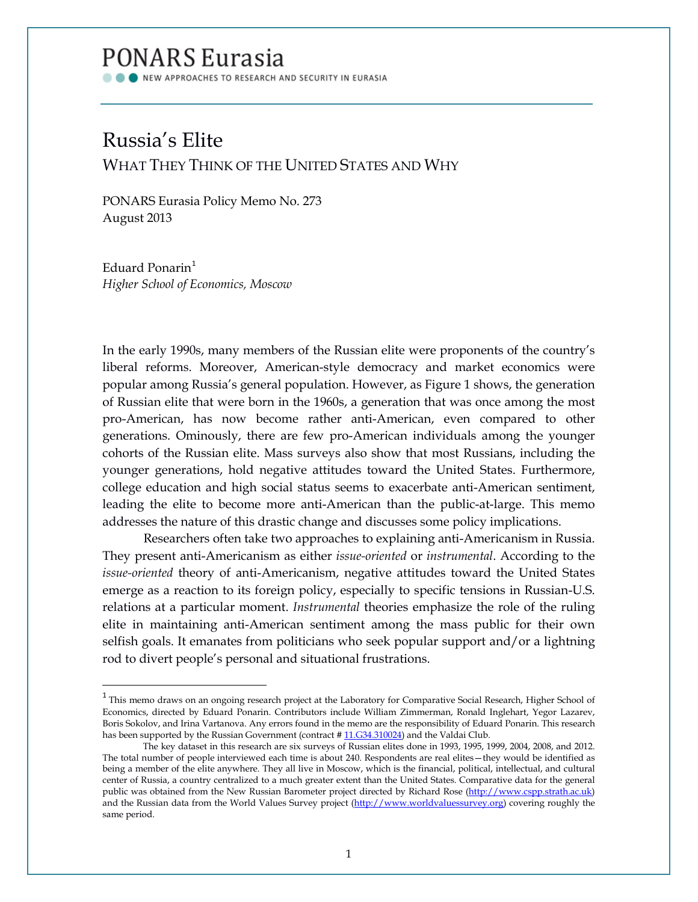# PONARS Eurasia

NEW APPROACHES TO RESEARCH AND SECURITY IN EURASIA

## Russia's Elite

### WHAT THEY THINK OF THE UNITED STATES AND WHY

PONARS Eurasia Policy Memo No. 273
August 2013

Eduard Ponarin[1]
*Higher School of Economics, Moscow*

In the early 1990s, many members of the Russian elite were proponents of the country's liberal reforms. Moreover, American-style democracy and market economics were popular among Russia's general population. However, as Figure 1 shows, the generation of Russian elite that were born in the 1960s, a generation that was once among the most pro-American, has now become rather anti-American, even compared to other generations. Ominously, there are few pro-American individuals among the younger cohorts of the Russian elite. Mass surveys also show that most Russians, including the younger generations, hold negative attitudes toward the United States. Furthermore, college education and high social status seems to exacerbate anti-American sentiment, leading the elite to become more anti-American than the public-at-large. This memo addresses the nature of this drastic change and discusses some policy implications.

Researchers often take two approaches to explaining anti-Americanism in Russia. They present anti-Americanism as either *issue-oriented* or *instrumental*. According to the *issue-oriented* theory of anti-Americanism, negative attitudes toward the United States emerge as a reaction to its foreign policy, especially to specific tensions in Russian-U.S. relations at a particular moment. *Instrumental* theories emphasize the role of the ruling elite in maintaining anti-American sentiment among the mass public for their own selfish goals. It emanates from politicians who seek popular support and/or a lightning rod to divert people's personal and situational frustrations.

---

[1] This memo draws on an ongoing research project at the Laboratory for Comparative Social Research, Higher School of Economics, directed by Eduard Ponarin. Contributors include William Zimmerman, Ronald Inglehart, Yegor Lazarev, Boris Sokolov, and Irina Vartanova. Any errors found in the memo are the responsibility of Eduard Ponarin. This research has been supported by the Russian Government (contract # 11.G34.310024) and the Valdai Club.

The key dataset in this research are six surveys of Russian elites done in 1993, 1995, 1999, 2004, 2008, and 2012. The total number of people interviewed each time is about 240. Respondents are real elites—they would be identified as being a member of the elite anywhere. They all live in Moscow, which is the financial, political, intellectual, and cultural center of Russia, a country centralized to a much greater extent than the United States. Comparative data for the general public was obtained from the New Russian Barometer project directed by Richard Rose (http://www.cspp.strath.ac.uk) and the Russian data from the World Values Survey project (http://www.worldvaluessurvey.org) covering roughly the same period.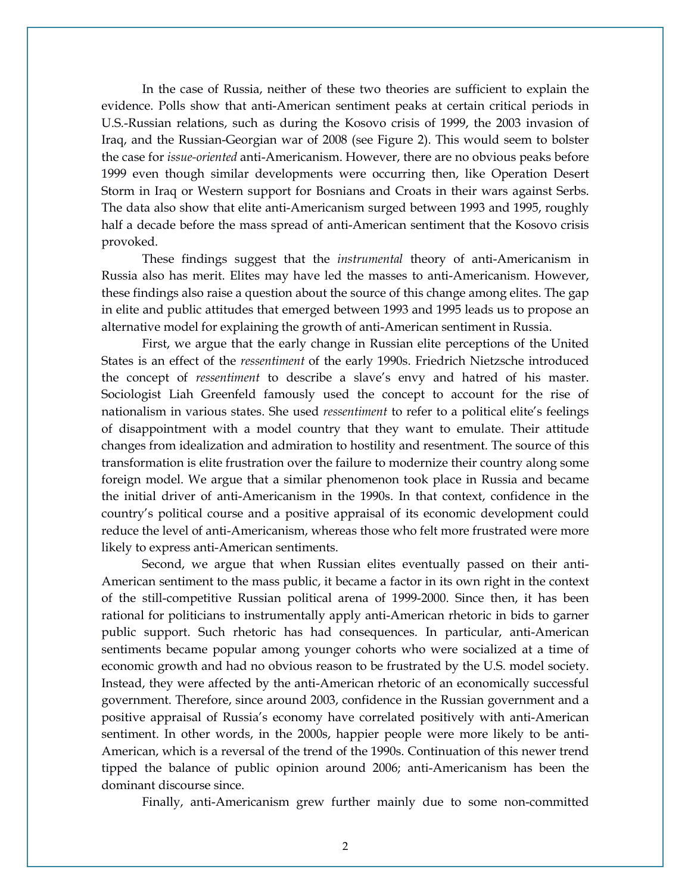In the case of Russia, neither of these two theories are sufficient to explain the evidence. Polls show that anti-American sentiment peaks at certain critical periods in U.S.-Russian relations, such as during the Kosovo crisis of 1999, the 2003 invasion of Iraq, and the Russian-Georgian war of 2008 (see Figure 2). This would seem to bolster the case for *issue-oriented* anti-Americanism. However, there are no obvious peaks before 1999 even though similar developments were occurring then, like Operation Desert Storm in Iraq or Western support for Bosnians and Croats in their wars against Serbs. The data also show that elite anti-Americanism surged between 1993 and 1995, roughly half a decade before the mass spread of anti-American sentiment that the Kosovo crisis provoked.

These findings suggest that the *instrumental* theory of anti-Americanism in Russia also has merit. Elites may have led the masses to anti-Americanism. However, these findings also raise a question about the source of this change among elites. The gap in elite and public attitudes that emerged between 1993 and 1995 leads us to propose an alternative model for explaining the growth of anti-American sentiment in Russia.

First, we argue that the early change in Russian elite perceptions of the United States is an effect of the *ressentiment* of the early 1990s. Friedrich Nietzsche introduced the concept of *ressentiment* to describe a slave's envy and hatred of his master. Sociologist Liah Greenfeld famously used the concept to account for the rise of nationalism in various states. She used *ressentiment* to refer to a political elite's feelings of disappointment with a model country that they want to emulate. Their attitude changes from idealization and admiration to hostility and resentment. The source of this transformation is elite frustration over the failure to modernize their country along some foreign model. We argue that a similar phenomenon took place in Russia and became the initial driver of anti-Americanism in the 1990s. In that context, confidence in the country's political course and a positive appraisal of its economic development could reduce the level of anti-Americanism, whereas those who felt more frustrated were more likely to express anti-American sentiments.

Second, we argue that when Russian elites eventually passed on their anti-American sentiment to the mass public, it became a factor in its own right in the context of the still-competitive Russian political arena of 1999-2000. Since then, it has been rational for politicians to instrumentally apply anti-American rhetoric in bids to garner public support. Such rhetoric has had consequences. In particular, anti-American sentiments became popular among younger cohorts who were socialized at a time of economic growth and had no obvious reason to be frustrated by the U.S. model society. Instead, they were affected by the anti-American rhetoric of an economically successful government. Therefore, since around 2003, confidence in the Russian government and a positive appraisal of Russia's economy have correlated positively with anti-American sentiment. In other words, in the 2000s, happier people were more likely to be anti-American, which is a reversal of the trend of the 1990s. Continuation of this newer trend tipped the balance of public opinion around 2006; anti-Americanism has been the dominant discourse since.

Finally, anti-Americanism grew further mainly due to some non-committed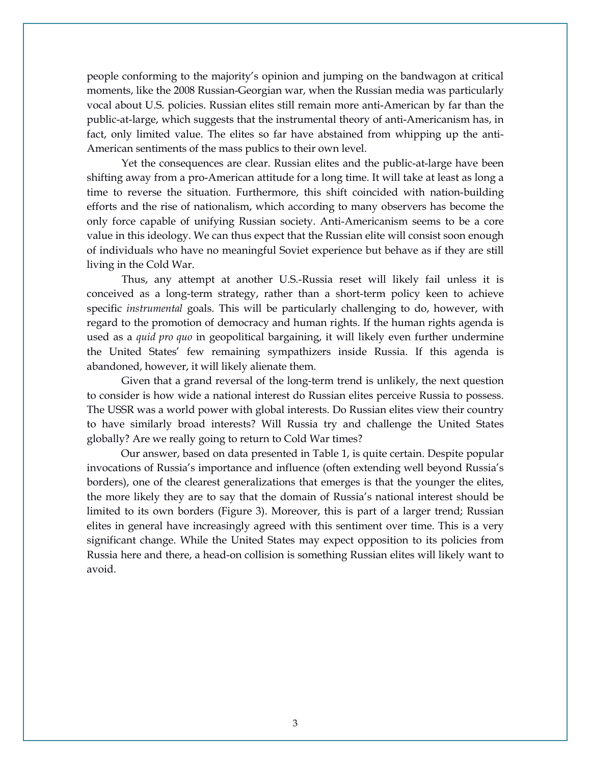people conforming to the majority's opinion and jumping on the bandwagon at critical moments, like the 2008 Russian-Georgian war, when the Russian media was particularly vocal about U.S. policies. Russian elites still remain more anti-American by far than the public-at-large, which suggests that the instrumental theory of anti-Americanism has, in fact, only limited value. The elites so far have abstained from whipping up the anti-American sentiments of the mass publics to their own level.

Yet the consequences are clear. Russian elites and the public-at-large have been shifting away from a pro-American attitude for a long time. It will take at least as long a time to reverse the situation. Furthermore, this shift coincided with nation-building efforts and the rise of nationalism, which according to many observers has become the only force capable of unifying Russian society. Anti-Americanism seems to be a core value in this ideology. We can thus expect that the Russian elite will consist soon enough of individuals who have no meaningful Soviet experience but behave as if they are still living in the Cold War.

Thus, any attempt at another U.S.-Russia reset will likely fail unless it is conceived as a long-term strategy, rather than a short-term policy keen to achieve specific *instrumental* goals. This will be particularly challenging to do, however, with regard to the promotion of democracy and human rights. If the human rights agenda is used as a *quid pro quo* in geopolitical bargaining, it will likely even further undermine the United States' few remaining sympathizers inside Russia. If this agenda is abandoned, however, it will likely alienate them.

Given that a grand reversal of the long-term trend is unlikely, the next question to consider is how wide a national interest do Russian elites perceive Russia to possess. The USSR was a world power with global interests. Do Russian elites view their country to have similarly broad interests? Will Russia try and challenge the United States globally? Are we really going to return to Cold War times?

Our answer, based on data presented in Table 1, is quite certain. Despite popular invocations of Russia's importance and influence (often extending well beyond Russia's borders), one of the clearest generalizations that emerges is that the younger the elites, the more likely they are to say that the domain of Russia's national interest should be limited to its own borders (Figure 3). Moreover, this is part of a larger trend; Russian elites in general have increasingly agreed with this sentiment over time. This is a very significant change. While the United States may expect opposition to its policies from Russia here and there, a head-on collision is something Russian elites will likely want to avoid.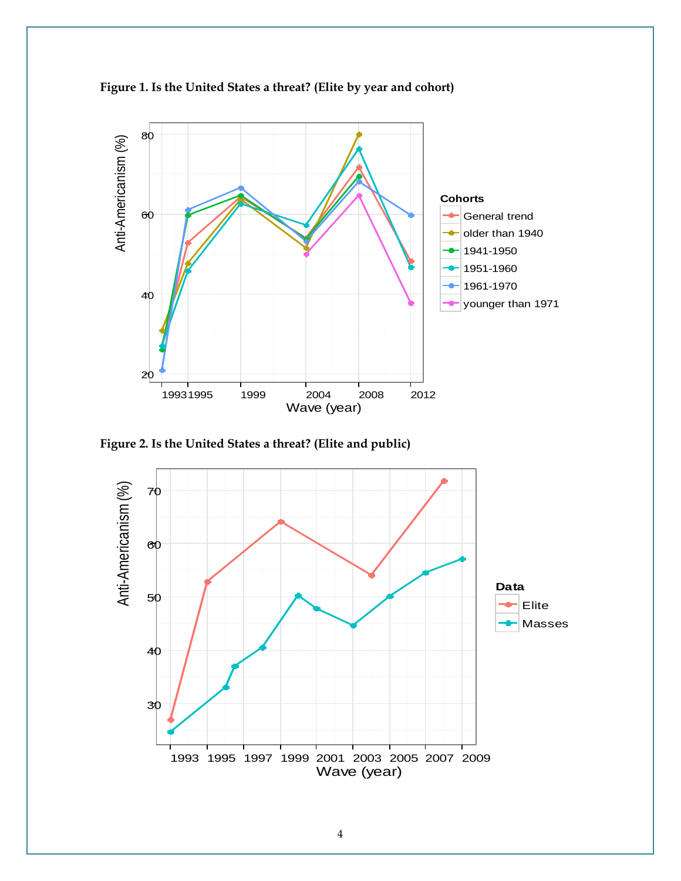**Figure 1. Is the United States a threat? (Elite by year and cohort)**

**Figure 2. Is the United States a threat? (Elite and public)**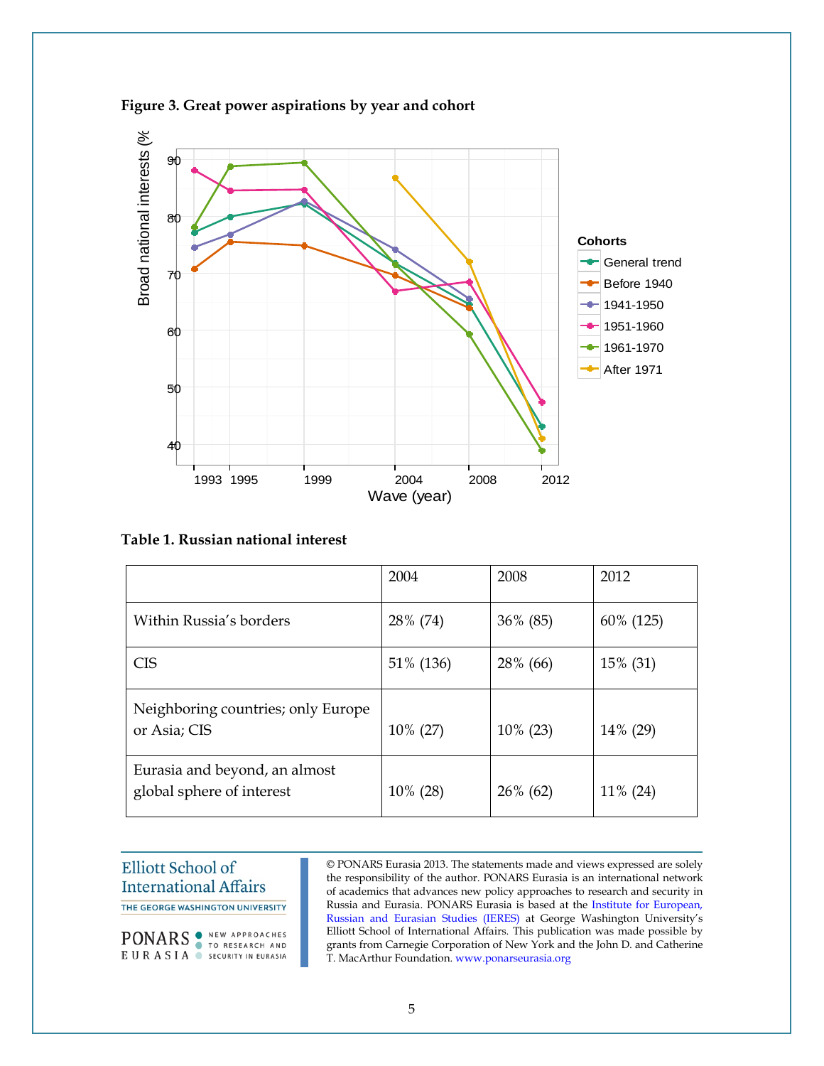**Figure 3. Great power aspirations by year and cohort**

Broad national interests (%

90
80
70
60
50
40

1993 1995 1999 2004 2008 2012

Wave (year)

Cohorts
General trend
Before 1940
1941-1950
1951-1960
1961-1970
After 1971

**Table 1. Russian national interest**

| | 2004 | 2008 | 2012 |
|---|---|---|---|
| Within Russia's borders | 28% (74) | 36% (85) | 60% (125) |
| CIS | 51% (136) | 28% (66) | 15% (31) |
| Neighboring countries; only Europe or Asia; CIS | 10% (27) | 10% (23) | 14% (29) |
| Eurasia and beyond, an almost global sphere of interest | 10% (28) | 26% (62) | 11% (24) |

Elliott School of International Affairs
THE GEORGE WASHINGTON UNIVERSITY

PONARS EURASIA — NEW APPROACHES TO RESEARCH AND SECURITY IN EURASIA

© PONARS Eurasia 2013. The statements made and views expressed are solely the responsibility of the author. PONARS Eurasia is an international network of academics that advances new policy approaches to research and security in Russia and Eurasia. PONARS Eurasia is based at the Institute for European, Russian and Eurasian Studies (IERES) at George Washington University's Elliott School of International Affairs. This publication was made possible by grants from Carnegie Corporation of New York and the John D. and Catherine T. MacArthur Foundation. www.ponarseurasia.org